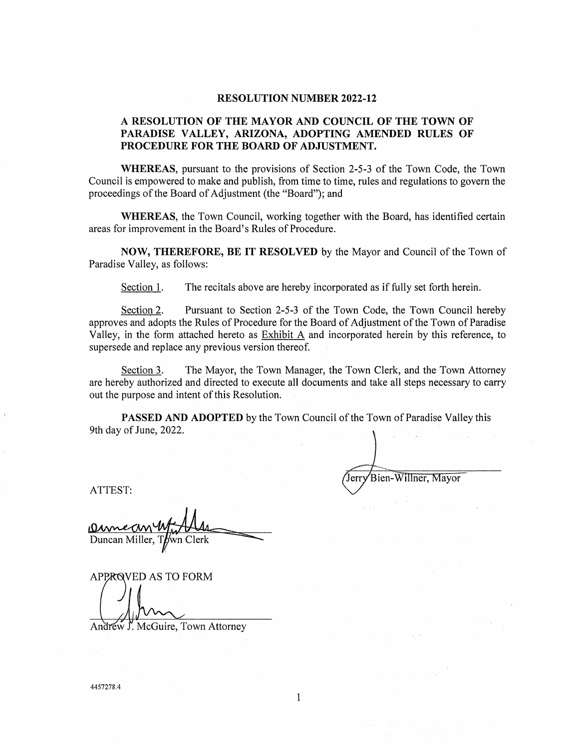# RESOLUTION NUMBER 2022-12

## A RESOLUTION OF THE MAYOR AND COUNCIL OF THE TOWN OF PARADISE VALLEY, ARIZONA, ADOPTING AMENDED RULES OF PROCEDURE FOR THE BOARD OF ADJUSTMENT.

**WHEREAS**, pursuant to the provisions of Section 2-5-3 of the Town Code, the Town Council is empowered to make and publish, from time to time, rules and regulations to govern the proceedings of the Board of Adjustment (the "Board"); and

**WHEREAS**, the Town Council, working together with the Board, has identified certain areas for improvement in the Board's Rules of Procedure.

**NOW, THEREFORE, BE IT RESOLVED** by the Mayor and Council of the Town of Paradise Valley, as follows:

Section 1. The recitals above are hereby incorporated as if fully set forth herein.

Section 2. Pursuant to Section 2-5-3 of the Town Code, the Town Council hereby approves and adopts the Rules of Procedure for the Board of Adjustment of the Town of Paradise Valley, in the form attached hereto as Exhibit A and incorporated herein by this reference, to supersede and replace any previous version thereof.

Section 3. The Mayor, the Town Manager, the Town Clerk, and the Town Attorney are hereby authorized and directed to execute all documents and take all steps necessary to carry out the purpose and intent of this Resolution.

**PASSED AND ADOPTED** by the Town Council of the Town of Paradise Valley this 9th day of June, 2022.

Jerry Bien-Willner, Mayor

ATTEST:

Duncan Miller, Town Clerk

APPROVED AS TO FORM

Andrew J. McGuire, Town Attorney

4457278.4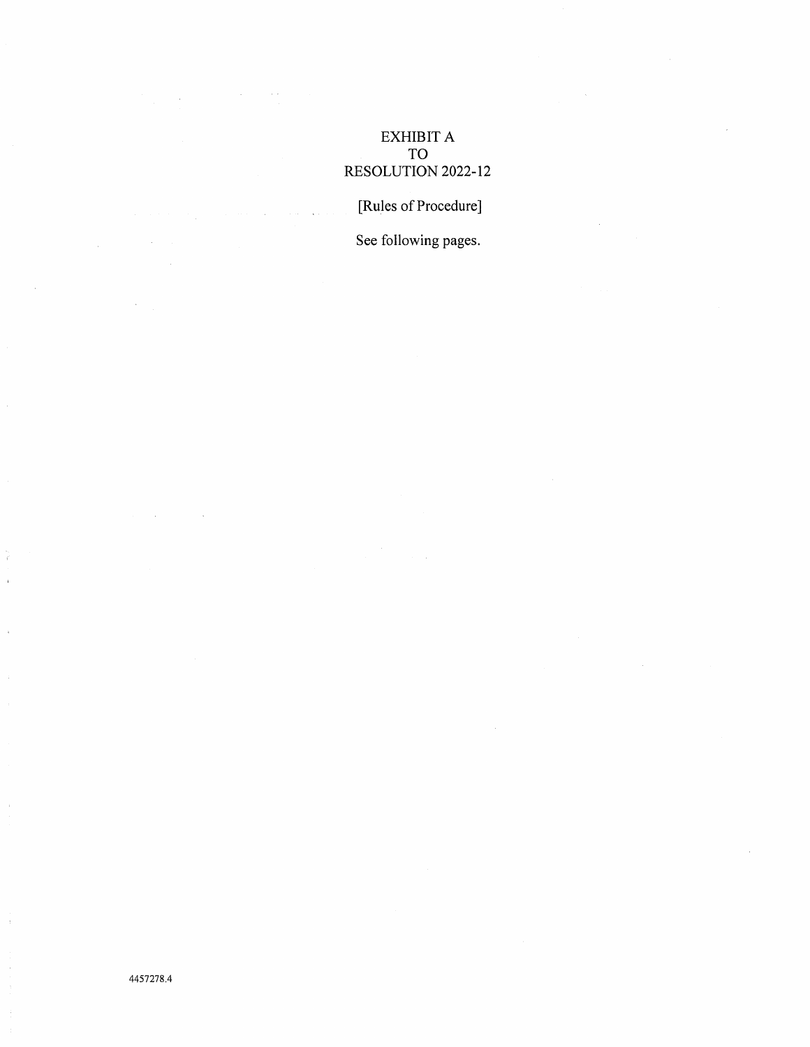EXHIBIT A
TO
RESOLUTION 2022-12

[Rules of Procedure]

See following pages.

4457278.4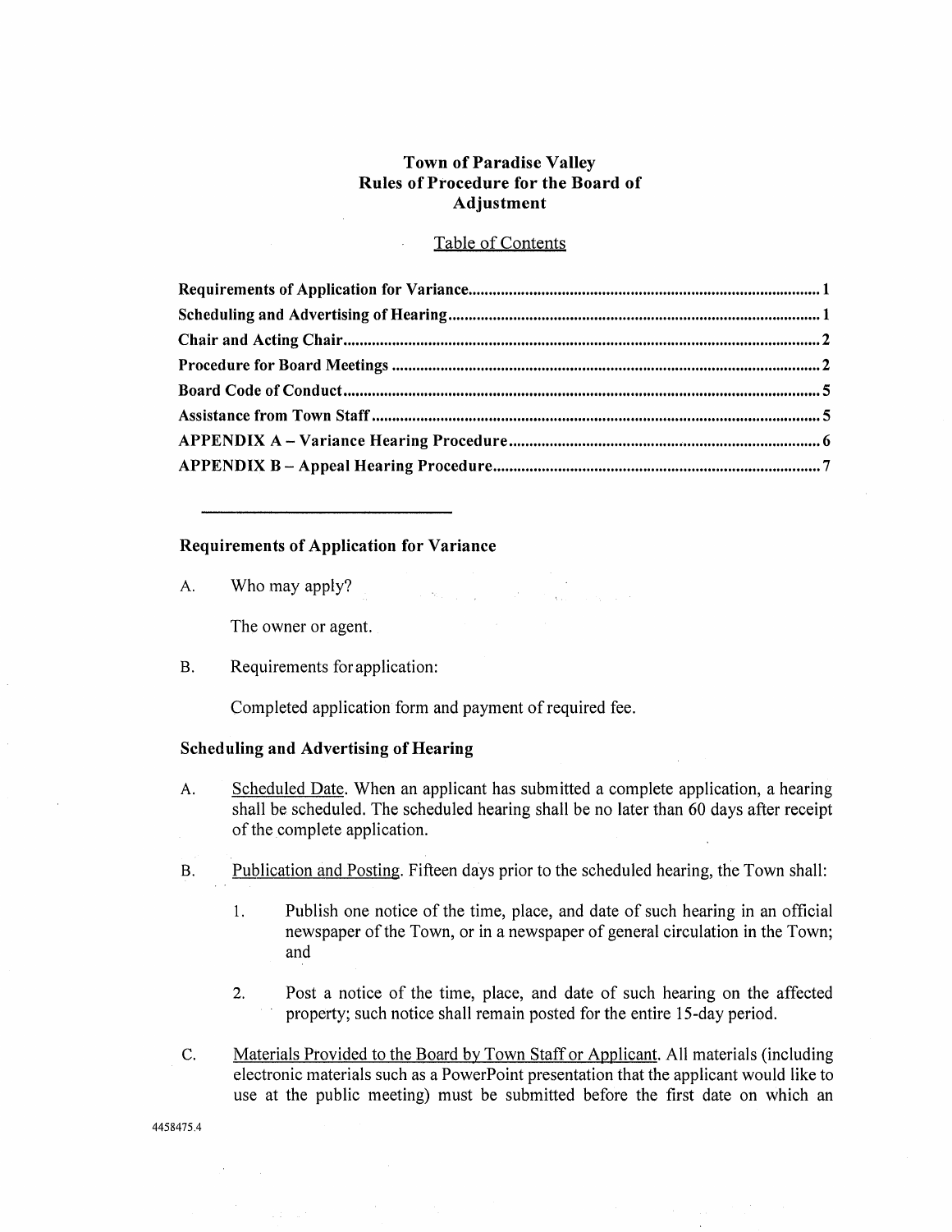# Town of Paradise Valley
# Rules of Procedure for the Board of Adjustment

Table of Contents

| | |
|---|---|
| **Requirements of Application for Variance** | **1** |
| **Scheduling and Advertising of Hearing** | **1** |
| **Chair and Acting Chair** | **2** |
| **Procedure for Board Meetings** | **2** |
| **Board Code of Conduct** | **5** |
| **Assistance from Town Staff** | **5** |
| **APPENDIX A – Variance Hearing Procedure** | **6** |
| **APPENDIX B – Appeal Hearing Procedure** | **7** |

---

## Requirements of Application for Variance

A. Who may apply?

The owner or agent.

B. Requirements for application:

Completed application form and payment of required fee.

## Scheduling and Advertising of Hearing

A. Scheduled Date. When an applicant has submitted a complete application, a hearing shall be scheduled. The scheduled hearing shall be no later than 60 days after receipt of the complete application.

B. Publication and Posting. Fifteen days prior to the scheduled hearing, the Town shall:

1. Publish one notice of the time, place, and date of such hearing in an official newspaper of the Town, or in a newspaper of general circulation in the Town; and

2. Post a notice of the time, place, and date of such hearing on the affected property; such notice shall remain posted for the entire 15-day period.

C. Materials Provided to the Board by Town Staff or Applicant. All materials (including electronic materials such as a PowerPoint presentation that the applicant would like to use at the public meeting) must be submitted before the first date on which an

4458475.4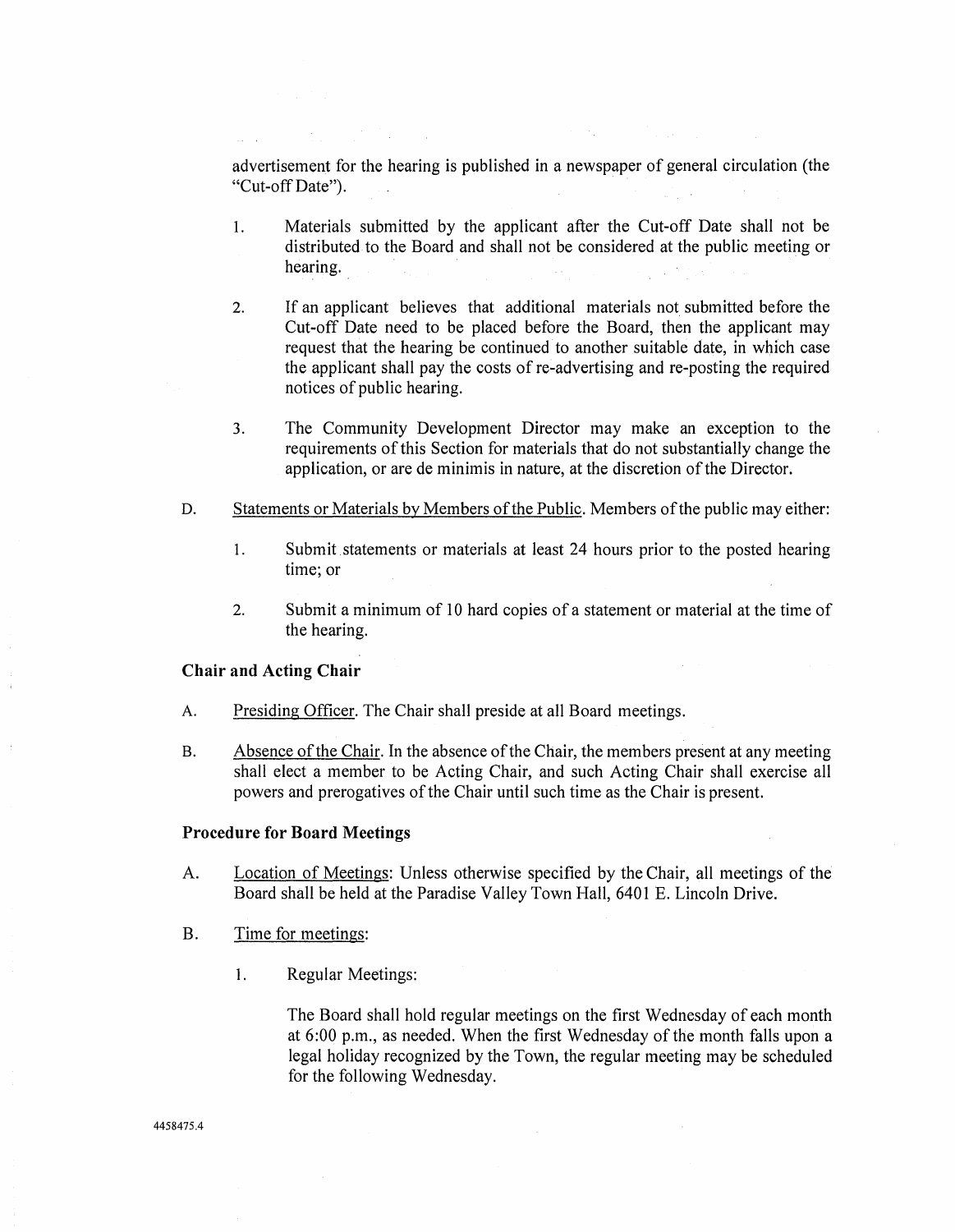advertisement for the hearing is published in a newspaper of general circulation (the "Cut-off Date").

1. Materials submitted by the applicant after the Cut-off Date shall not be distributed to the Board and shall not be considered at the public meeting or hearing.

2. If an applicant believes that additional materials not submitted before the Cut-off Date need to be placed before the Board, then the applicant may request that the hearing be continued to another suitable date, in which case the applicant shall pay the costs of re-advertising and re-posting the required notices of public hearing.

3. The Community Development Director may make an exception to the requirements of this Section for materials that do not substantially change the application, or are de minimis in nature, at the discretion of the Director.

D. Statements or Materials by Members of the Public. Members of the public may either:

1. Submit statements or materials at least 24 hours prior to the posted hearing time; or

2. Submit a minimum of 10 hard copies of a statement or material at the time of the hearing.

**Chair and Acting Chair**

A. Presiding Officer. The Chair shall preside at all Board meetings.

B. Absence of the Chair. In the absence of the Chair, the members present at any meeting shall elect a member to be Acting Chair, and such Acting Chair shall exercise all powers and prerogatives of the Chair until such time as the Chair is present.

**Procedure for Board Meetings**

A. Location of Meetings: Unless otherwise specified by the Chair, all meetings of the Board shall be held at the Paradise Valley Town Hall, 6401 E. Lincoln Drive.

B. Time for meetings:

1. Regular Meetings:

The Board shall hold regular meetings on the first Wednesday of each month at 6:00 p.m., as needed. When the first Wednesday of the month falls upon a legal holiday recognized by the Town, the regular meeting may be scheduled for the following Wednesday.

4458475.4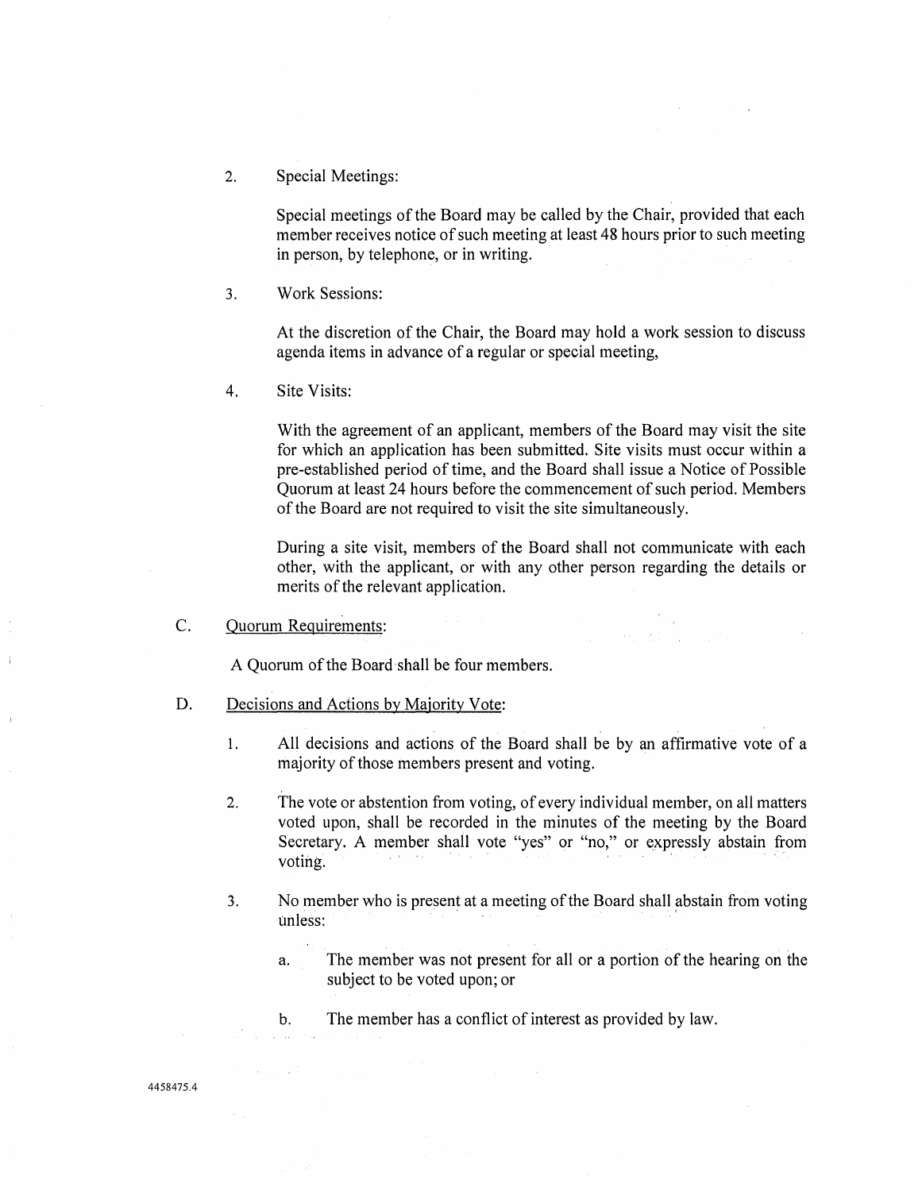2. Special Meetings:

   Special meetings of the Board may be called by the Chair, provided that each member receives notice of such meeting at least 48 hours prior to such meeting in person, by telephone, or in writing.

3. Work Sessions:

   At the discretion of the Chair, the Board may hold a work session to discuss agenda items in advance of a regular or special meeting,

4. Site Visits:

   With the agreement of an applicant, members of the Board may visit the site for which an application has been submitted. Site visits must occur within a pre-established period of time, and the Board shall issue a Notice of Possible Quorum at least 24 hours before the commencement of such period. Members of the Board are not required to visit the site simultaneously.

   During a site visit, members of the Board shall not communicate with each other, with the applicant, or with any other person regarding the details or merits of the relevant application.

C. Quorum Requirements:

   A Quorum of the Board shall be four members.

D. Decisions and Actions by Majority Vote:

1. All decisions and actions of the Board shall be by an affirmative vote of a majority of those members present and voting.

2. The vote or abstention from voting, of every individual member, on all matters voted upon, shall be recorded in the minutes of the meeting by the Board Secretary. A member shall vote "yes" or "no," or expressly abstain from voting.

3. No member who is present at a meeting of the Board shall abstain from voting unless:

   a. The member was not present for all or a portion of the hearing on the subject to be voted upon; or

   b. The member has a conflict of interest as provided by law.

4458475.4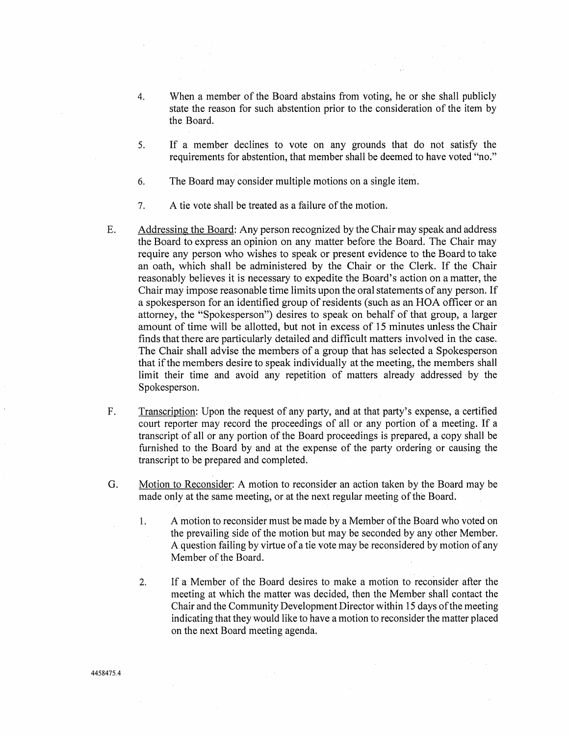4. When a member of the Board abstains from voting, he or she shall publicly state the reason for such abstention prior to the consideration of the item by the Board.

5. If a member declines to vote on any grounds that do not satisfy the requirements for abstention, that member shall be deemed to have voted "no."

6. The Board may consider multiple motions on a single item.

7. A tie vote shall be treated as a failure of the motion.

E. Addressing the Board: Any person recognized by the Chair may speak and address the Board to express an opinion on any matter before the Board. The Chair may require any person who wishes to speak or present evidence to the Board to take an oath, which shall be administered by the Chair or the Clerk. If the Chair reasonably believes it is necessary to expedite the Board's action on a matter, the Chair may impose reasonable time limits upon the oral statements of any person. If a spokesperson for an identified group of residents (such as an HOA officer or an attorney, the "Spokesperson") desires to speak on behalf of that group, a larger amount of time will be allotted, but not in excess of 15 minutes unless the Chair finds that there are particularly detailed and difficult matters involved in the case. The Chair shall advise the members of a group that has selected a Spokesperson that if the members desire to speak individually at the meeting, the members shall limit their time and avoid any repetition of matters already addressed by the Spokesperson.

F. Transcription: Upon the request of any party, and at that party's expense, a certified court reporter may record the proceedings of all or any portion of a meeting. If a transcript of all or any portion of the Board proceedings is prepared, a copy shall be furnished to the Board by and at the expense of the party ordering or causing the transcript to be prepared and completed.

G. Motion to Reconsider: A motion to reconsider an action taken by the Board may be made only at the same meeting, or at the next regular meeting of the Board.

1. A motion to reconsider must be made by a Member of the Board who voted on the prevailing side of the motion but may be seconded by any other Member. A question failing by virtue of a tie vote may be reconsidered by motion of any Member of the Board.

2. If a Member of the Board desires to make a motion to reconsider after the meeting at which the matter was decided, then the Member shall contact the Chair and the Community Development Director within 15 days of the meeting indicating that they would like to have a motion to reconsider the matter placed on the next Board meeting agenda.

4458475.4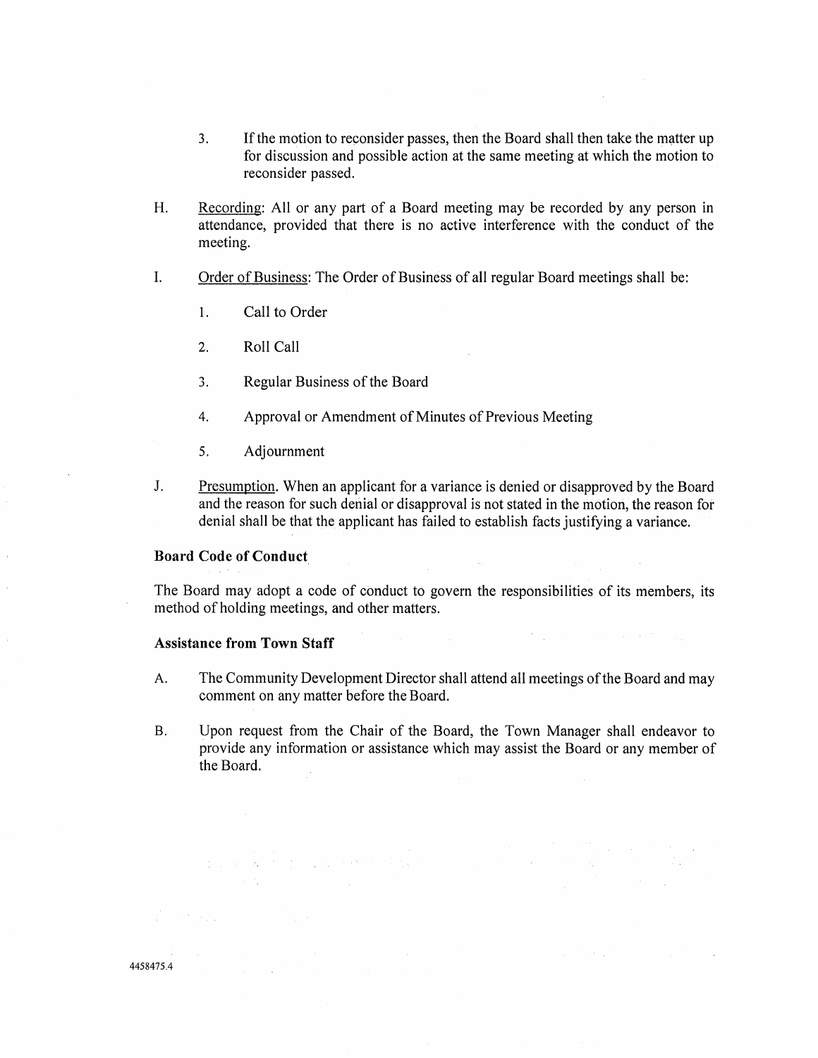3. If the motion to reconsider passes, then the Board shall then take the matter up for discussion and possible action at the same meeting at which the motion to reconsider passed.

H. Recording: All or any part of a Board meeting may be recorded by any person in attendance, provided that there is no active interference with the conduct of the meeting.

I. Order of Business: The Order of Business of all regular Board meetings shall be:

1. Call to Order
2. Roll Call
3. Regular Business of the Board
4. Approval or Amendment of Minutes of Previous Meeting
5. Adjournment

J. Presumption. When an applicant for a variance is denied or disapproved by the Board and the reason for such denial or disapproval is not stated in the motion, the reason for denial shall be that the applicant has failed to establish facts justifying a variance.

**Board Code of Conduct**

The Board may adopt a code of conduct to govern the responsibilities of its members, its method of holding meetings, and other matters.

**Assistance from Town Staff**

A. The Community Development Director shall attend all meetings of the Board and may comment on any matter before the Board.

B. Upon request from the Chair of the Board, the Town Manager shall endeavor to provide any information or assistance which may assist the Board or any member of the Board.

4458475.4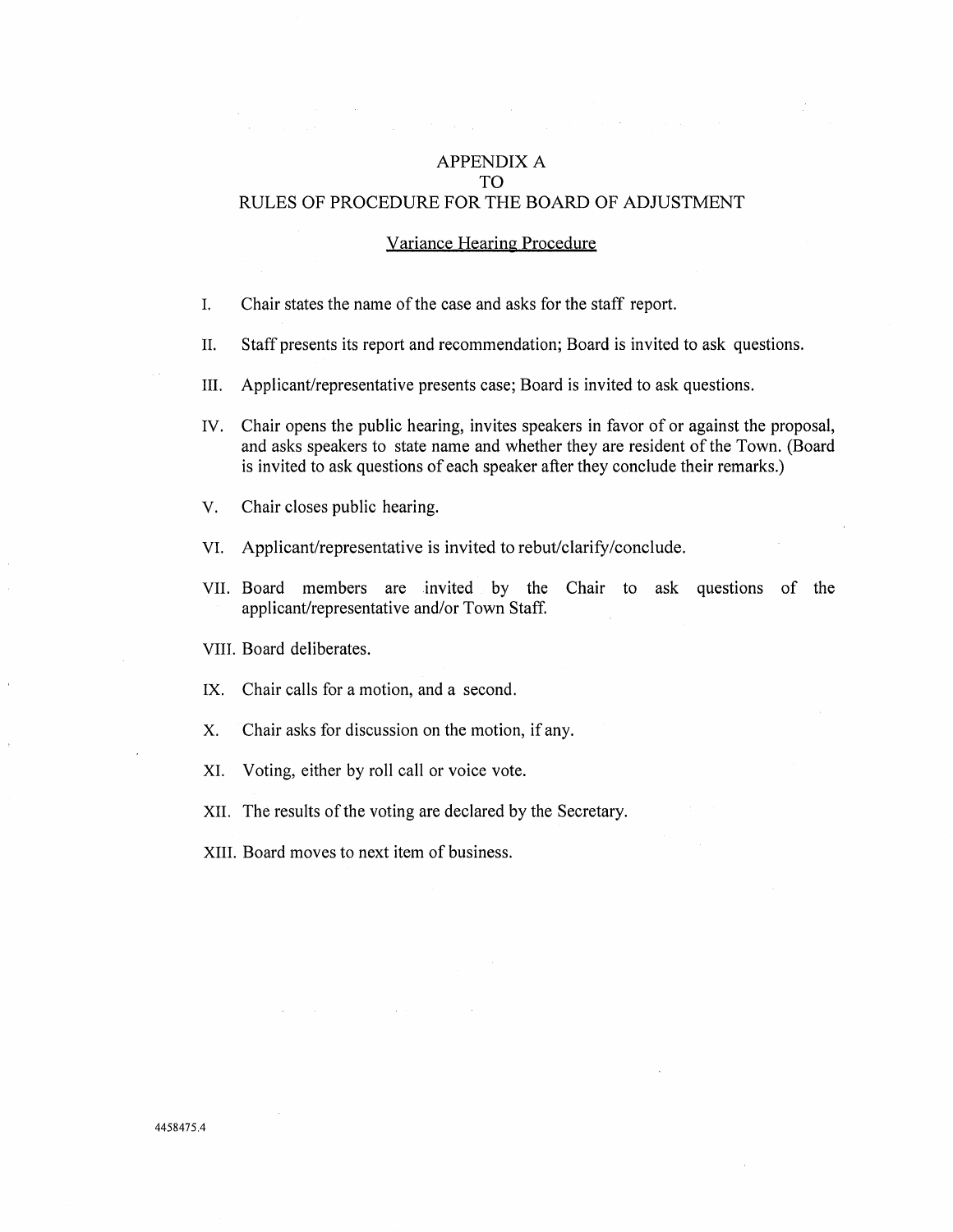# APPENDIX A
# TO
# RULES OF PROCEDURE FOR THE BOARD OF ADJUSTMENT

## Variance Hearing Procedure

I. Chair states the name of the case and asks for the staff report.

II. Staff presents its report and recommendation; Board is invited to ask questions.

III. Applicant/representative presents case; Board is invited to ask questions.

IV. Chair opens the public hearing, invites speakers in favor of or against the proposal, and asks speakers to state name and whether they are resident of the Town. (Board is invited to ask questions of each speaker after they conclude their remarks.)

V. Chair closes public hearing.

VI. Applicant/representative is invited to rebut/clarify/conclude.

VII. Board members are invited by the Chair to ask questions of the applicant/representative and/or Town Staff.

VIII. Board deliberates.

IX. Chair calls for a motion, and a second.

X. Chair asks for discussion on the motion, if any.

XI. Voting, either by roll call or voice vote.

XII. The results of the voting are declared by the Secretary.

XIII. Board moves to next item of business.

4458475.4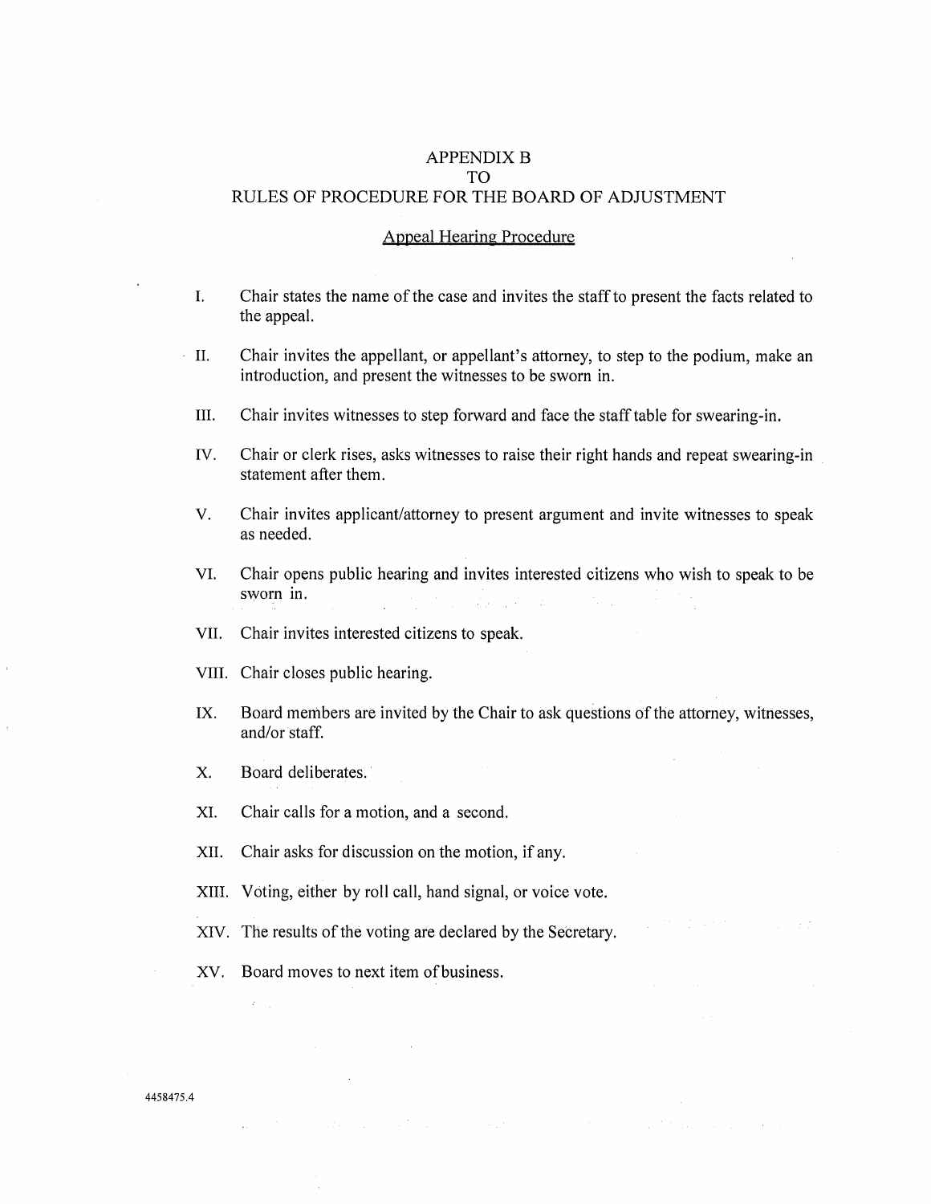# APPENDIX B
# TO
# RULES OF PROCEDURE FOR THE BOARD OF ADJUSTMENT

## Appeal Hearing Procedure

I. Chair states the name of the case and invites the staff to present the facts related to the appeal.

II. Chair invites the appellant, or appellant's attorney, to step to the podium, make an introduction, and present the witnesses to be sworn in.

III. Chair invites witnesses to step forward and face the staff table for swearing-in.

IV. Chair or clerk rises, asks witnesses to raise their right hands and repeat swearing-in statement after them.

V. Chair invites applicant/attorney to present argument and invite witnesses to speak as needed.

VI. Chair opens public hearing and invites interested citizens who wish to speak to be sworn in.

VII. Chair invites interested citizens to speak.

VIII. Chair closes public hearing.

IX. Board members are invited by the Chair to ask questions of the attorney, witnesses, and/or staff.

X. Board deliberates.

XI. Chair calls for a motion, and a second.

XII. Chair asks for discussion on the motion, if any.

XIII. Voting, either by roll call, hand signal, or voice vote.

XIV. The results of the voting are declared by the Secretary.

XV. Board moves to next item of business.

4458475.4